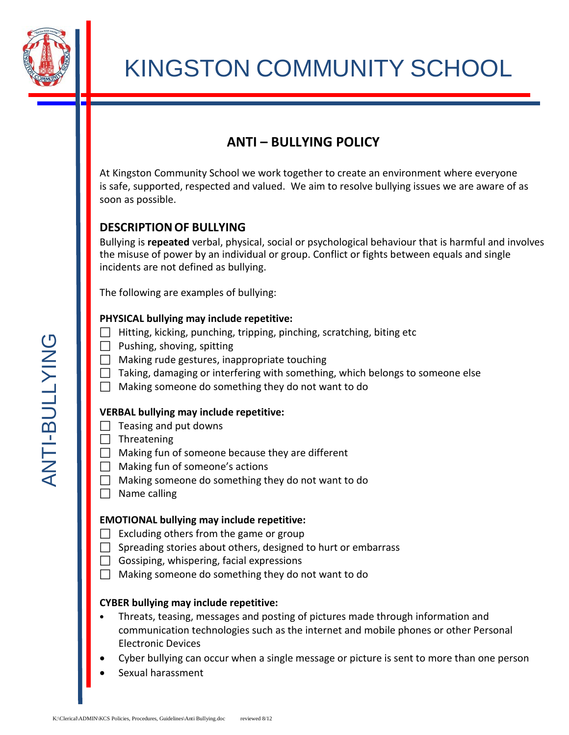# KINGSTON COMMUNITY SCHOOL

## ANTI – BULLYING POLICY

At Kingston Community School we work together to create an environment where everyone is safe, supported, respected and valued. We aim to resolve bullying issues we are aware of as soon as possible.

### DESCRIPTION OF BULLYING

Bullying is **repeated** verbal, physical, social or psychological behaviour that is harmful and involves the misuse of power by an individual or group. Conflict or fights between equals and single incidents are not defined as bullying.

The following are examples of bullying:

**PHYSICAL bullying may include repetitive:**

- ☐ Hitting, kicking, punching, tripping, pinching, scratching, biting etc
- ☐ Pushing, shoving, spitting
- ☐ Making rude gestures, inappropriate touching
- ☐ Taking, damaging or interfering with something, which belongs to someone else
- ☐ Making someone do something they do not want to do

**VERBAL bullying may include repetitive:**

- ☐ Teasing and put downs
- ☐ Threatening
- ☐ Making fun of someone because they are different
- ☐ Making fun of someone's actions
- ☐ Making someone do something they do not want to do
- ☐ Name calling

**EMOTIONAL bullying may include repetitive:**

- ☐ Excluding others from the game or group
- ☐ Spreading stories about others, designed to hurt or embarrass
- ☐ Gossiping, whispering, facial expressions
- ☐ Making someone do something they do not want to do

**CYBER bullying may include repetitive:**

- Threats, teasing, messages and posting of pictures made through information and communication technologies such as the internet and mobile phones or other Personal Electronic Devices
- Cyber bullying can occur when a single message or picture is sent to more than one person
- Sexual harassment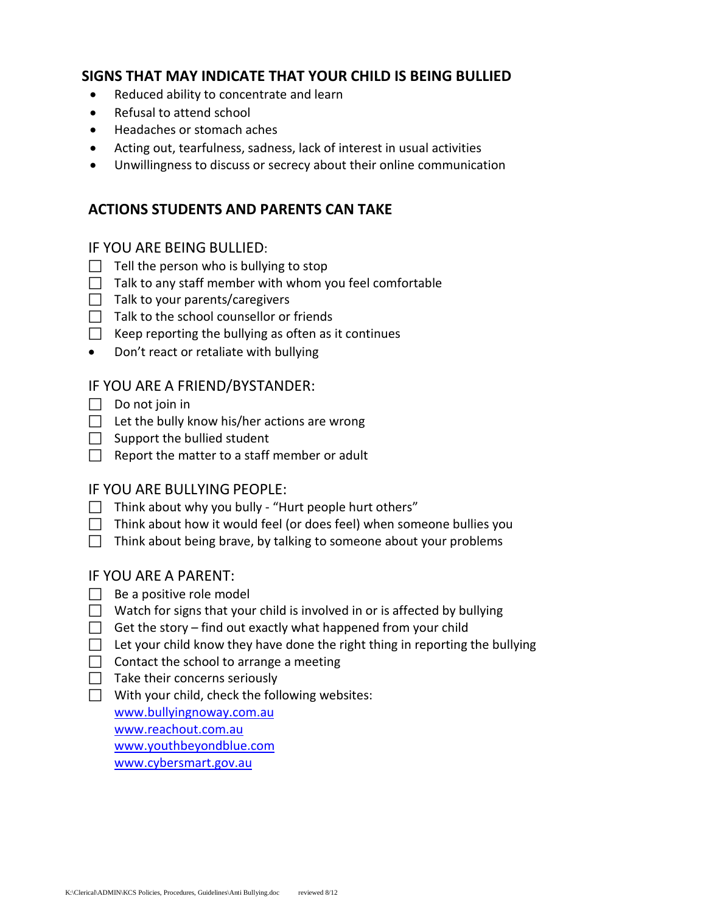## SIGNS THAT MAY INDICATE THAT YOUR CHILD IS BEING BULLIED

- Reduced ability to concentrate and learn
- Refusal to attend school
- Headaches or stomach aches
- Acting out, tearfulness, sadness, lack of interest in usual activities
- Unwillingness to discuss or secrecy about their online communication

## ACTIONS STUDENTS AND PARENTS CAN TAKE

### IF YOU ARE BEING BULLIED:

- [ ] Tell the person who is bullying to stop
- [ ] Talk to any staff member with whom you feel comfortable
- [ ] Talk to your parents/caregivers
- [ ] Talk to the school counsellor or friends
- [ ] Keep reporting the bullying as often as it continues

- Don't react or retaliate with bullying

### IF YOU ARE A FRIEND/BYSTANDER:

- [ ] Do not join in
- [ ] Let the bully know his/her actions are wrong
- [ ] Support the bullied student
- [ ] Report the matter to a staff member or adult

### IF YOU ARE BULLYING PEOPLE:

- [ ] Think about why you bully - "Hurt people hurt others"
- [ ] Think about how it would feel (or does feel) when someone bullies you
- [ ] Think about being brave, by talking to someone about your problems

### IF YOU ARE A PARENT:

- [ ] Be a positive role model
- [ ] Watch for signs that your child is involved in or is affected by bullying
- [ ] Get the story – find out exactly what happened from your child
- [ ] Let your child know they have done the right thing in reporting the bullying
- [ ] Contact the school to arrange a meeting
- [ ] Take their concerns seriously
- [ ] With your child, check the following websites:
  [www.bullyingnoway.com.au](http://www.bullyingnoway.com.au)
  [www.reachout.com.au](http://www.reachout.com.au)
  [www.youthbeyondblue.com](http://www.youthbeyondblue.com)
  [www.cybersmart.gov.au](http://www.cybersmart.gov.au)

K:\Clerical\ADMIN\KCS Policies, Procedures, Guidelines\Anti Bullying.doc reviewed 8/12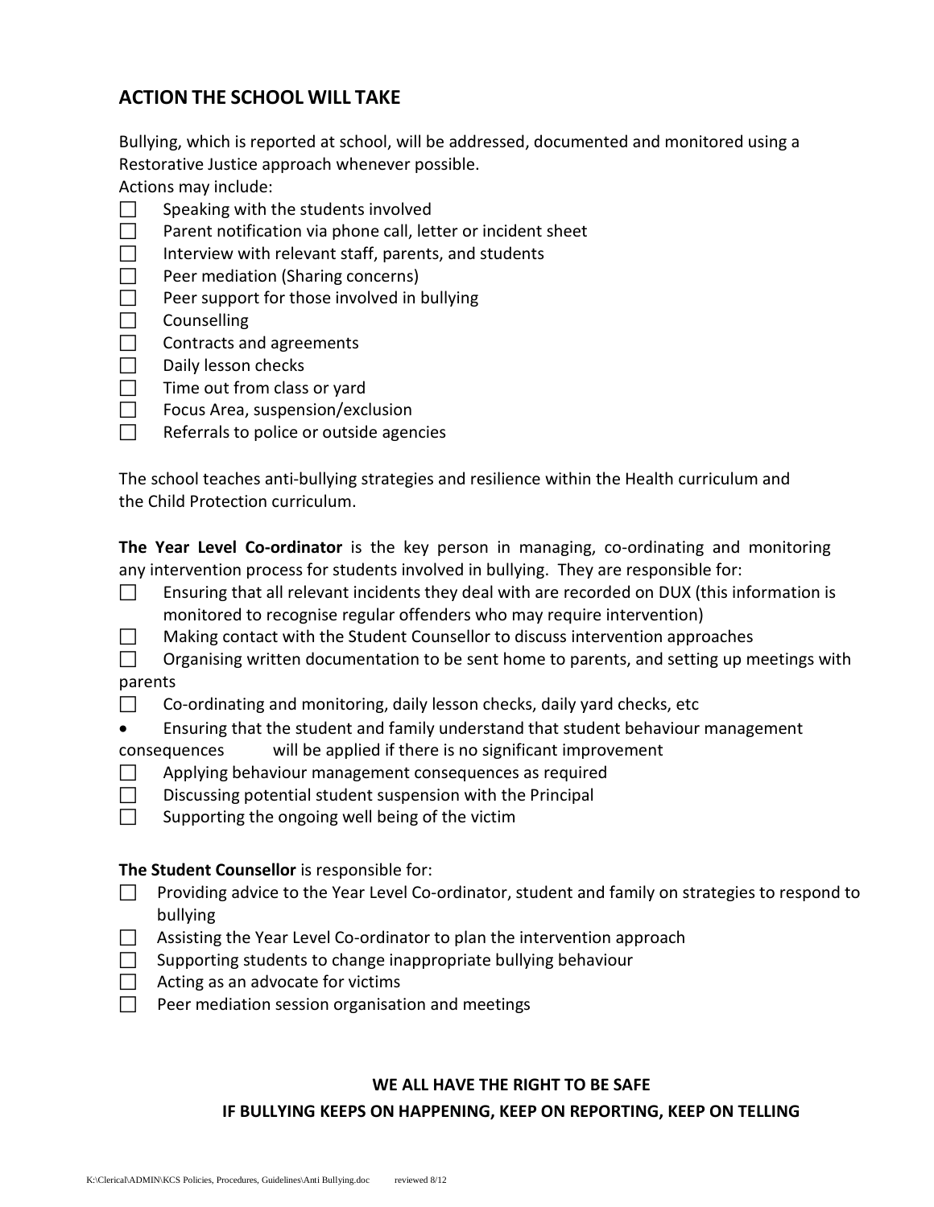## ACTION THE SCHOOL WILL TAKE

Bullying, which is reported at school, will be addressed, documented and monitored using a Restorative Justice approach whenever possible.

Actions may include:

- ☐ Speaking with the students involved
- ☐ Parent notification via phone call, letter or incident sheet
- ☐ Interview with relevant staff, parents, and students
- ☐ Peer mediation (Sharing concerns)
- ☐ Peer support for those involved in bullying
- ☐ Counselling
- ☐ Contracts and agreements
- ☐ Daily lesson checks
- ☐ Time out from class or yard
- ☐ Focus Area, suspension/exclusion
- ☐ Referrals to police or outside agencies

The school teaches anti-bullying strategies and resilience within the Health curriculum and the Child Protection curriculum.

**The Year Level Co-ordinator** is the key person in managing, co-ordinating and monitoring any intervention process for students involved in bullying. They are responsible for:

- ☐ Ensuring that all relevant incidents they deal with are recorded on DUX (this information is monitored to recognise regular offenders who may require intervention)
- ☐ Making contact with the Student Counsellor to discuss intervention approaches
- ☐ Organising written documentation to be sent home to parents, and setting up meetings with parents
- ☐ Co-ordinating and monitoring, daily lesson checks, daily yard checks, etc
- Ensuring that the student and family understand that student behaviour management consequences will be applied if there is no significant improvement
- ☐ Applying behaviour management consequences as required
- ☐ Discussing potential student suspension with the Principal
- ☐ Supporting the ongoing well being of the victim

**The Student Counsellor** is responsible for:

- ☐ Providing advice to the Year Level Co-ordinator, student and family on strategies to respond to bullying
- ☐ Assisting the Year Level Co-ordinator to plan the intervention approach
- ☐ Supporting students to change inappropriate bullying behaviour
- ☐ Acting as an advocate for victims
- ☐ Peer mediation session organisation and meetings

**WE ALL HAVE THE RIGHT TO BE SAFE**

**IF BULLYING KEEPS ON HAPPENING, KEEP ON REPORTING, KEEP ON TELLING**

K:\Clerical\ADMIN\KCS Policies, Procedures, Guidelines\Anti Bullying.doc reviewed 8/12